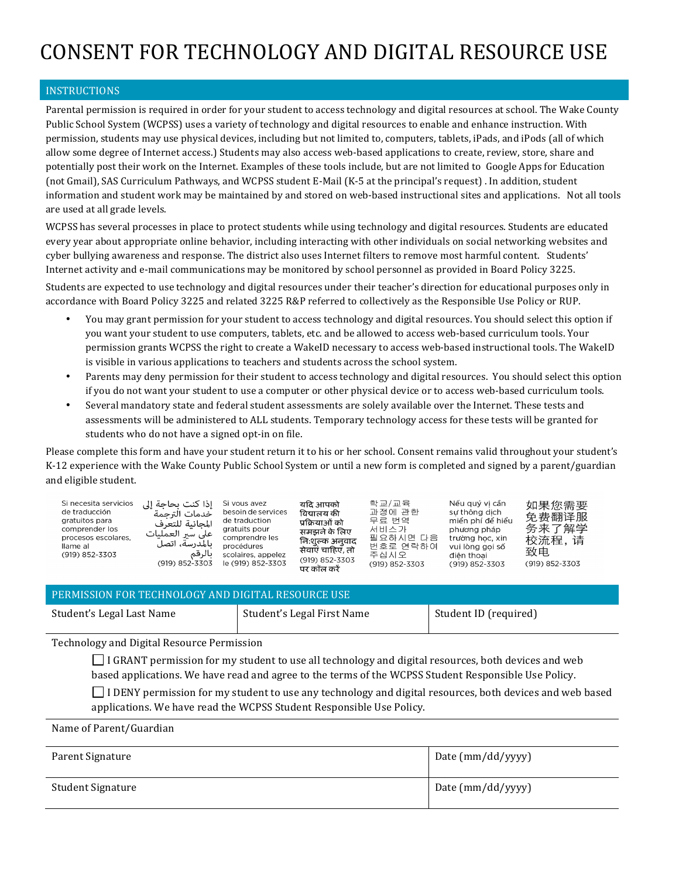# CONSENT FOR TECHNOLOGY AND DIGITAL RESOURCE USE

## INSTRUCTIONS

Parental permission is required in order for your student to access technology and digital resources at school. The Wake County Public School System (WCPSS) uses a variety of technology and digital resources to enable and enhance instruction. With permission, students may use physical devices, including but not limited to, computers, tablets, iPads, and iPods (all of which allow some degree of Internet access.) Students may also access web-based applications to create, review, store, share and potentially post their work on the Internet. Examples of these tools include, but are not limited to Google Apps for Education (not Gmail), SAS Curriculum Pathways, and WCPSS student E-Mail (K-5 at the principal's request) . In addition, student information and student work may be maintained by and stored on web-based instructional sites and applications. Not all tools are used at all grade levels.

WCPSS has several processes in place to protect students while using technology and digital resources. Students are educated every year about appropriate online behavior, including interacting with other individuals on social networking websites and cyber bullying awareness and response. The district also uses Internet filters to remove most harmful content. Students' Internet activity and e-mail communications may be monitored by school personnel as provided in Board Policy 3225.

Students are expected to use technology and digital resources under their teacher's direction for educational purposes only in accordance with Board Policy 3225 and related 3225 R&P referred to collectively as the Responsible Use Policy or RUP.

- You may grant permission for your student to access technology and digital resources. You should select this option if you want your student to use computers, tablets, etc. and be allowed to access web-based curriculum tools. Your permission grants WCPSS the right to create a WakeID necessary to access web-based instructional tools. The WakeID is visible in various applications to teachers and students across the school system.
- Parents may deny permission for their student to access technology and digital resources. You should select this option if you do not want your student to use a computer or other physical device or to access web-based curriculum tools.
- Several mandatory state and federal student assessments are solely available over the Internet. These tests and assessments will be administered to ALL students. Temporary technology access for these tests will be granted for students who do not have a signed opt-in on file.

Please complete this form and have your student return it to his or her school. Consent remains valid throughout your student's K-12 experience with the Wake County Public School System or until a new form is completed and signed by a parent/guardian and eligible student.

Si necesita servicios de traducción gratuitos para comprender los procesos escolares, llame al (919) 852-3303

إذا كنت بحاجة إلى خدمات الترجمة المجانية للتعرف على سير العمليات بالمدرسة، اتصل بالرقم (919) 852-3303

Si vous avez besoin de services de traduction gratuits pour comprendre les procédures scolaires, appelez le (919) 852-3303

यदि आपको विद्यालय की प्रक्रियाओं को समझने के लिए निःशुल्क अनुवाद सेवाएं चाहिए, तो (919) 852-3303 पर कॉल करें

학교/교육 과정에 관한 무료 번역 서비스가 필요하시면 다음 번호로 연락하여 주십시오 (919) 852-3303

Nếu quý vị cần sự thông dịch miễn phí để hiểu phương pháp trường học, xin vui lòng gọi số điện thoại (919) 852-3303

如果您需要免费翻译服务来了解学校流程，请致电 (919) 852-3303

## PERMISSION FOR TECHNOLOGY AND DIGITAL RESOURCE USE

| Student's Legal Last Name | Student's Legal First Name | Student ID (required) |
|---|---|---|
| | | |

Technology and Digital Resource Permission

☐ I GRANT permission for my student to use all technology and digital resources, both devices and web based applications. We have read and agree to the terms of the WCPSS Student Responsible Use Policy.

☐ I DENY permission for my student to use any technology and digital resources, both devices and web based applications. We have read the WCPSS Student Responsible Use Policy.

Name of Parent/Guardian

| Parent Signature | Date (mm/dd/yyyy) |
|---|---|
| Student Signature | Date (mm/dd/yyyy) |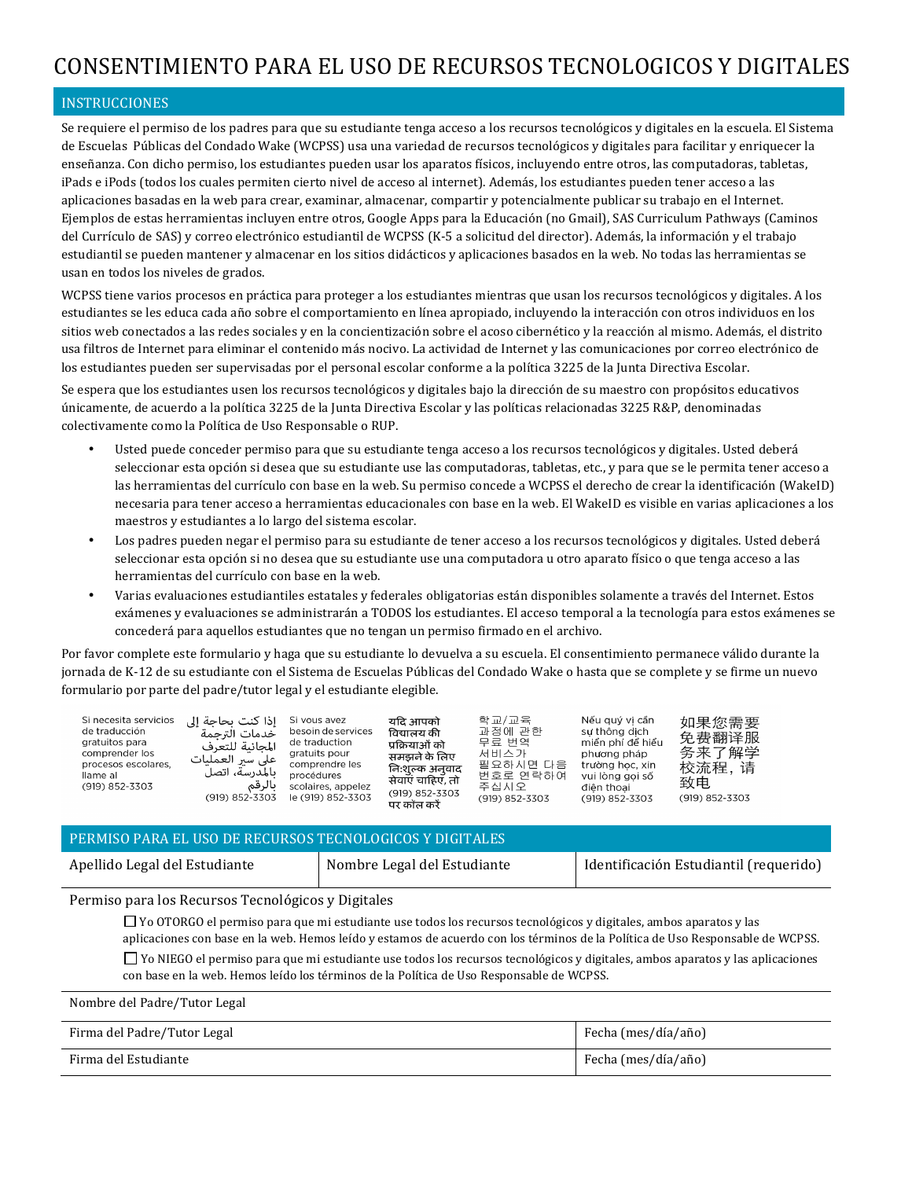# CONSENTIMIENTO PARA EL USO DE RECURSOS TECNOLOGICOS Y DIGITALES

## INSTRUCCIONES

Se requiere el permiso de los padres para que su estudiante tenga acceso a los recursos tecnológicos y digitales en la escuela. El Sistema de Escuelas Públicas del Condado Wake (WCPSS) usa una variedad de recursos tecnológicos y digitales para facilitar y enriquecer la enseñanza. Con dicho permiso, los estudiantes pueden usar los aparatos físicos, incluyendo entre otros, las computadoras, tabletas, iPads e iPods (todos los cuales permiten cierto nivel de acceso al internet). Además, los estudiantes pueden tener acceso a las aplicaciones basadas en la web para crear, examinar, almacenar, compartir y potencialmente publicar su trabajo en el Internet. Ejemplos de estas herramientas incluyen entre otros, Google Apps para la Educación (no Gmail), SAS Curriculum Pathways (Caminos del Currículo de SAS) y correo electrónico estudiantil de WCPSS (K-5 a solicitud del director). Además, la información y el trabajo estudiantil se pueden mantener y almacenar en los sitios didácticos y aplicaciones basados en la web. No todas las herramientas se usan en todos los niveles de grados.

WCPSS tiene varios procesos en práctica para proteger a los estudiantes mientras que usan los recursos tecnológicos y digitales. A los estudiantes se les educa cada año sobre el comportamiento en línea apropiado, incluyendo la interacción con otros individuos en los sitios web conectados a las redes sociales y en la concientización sobre el acoso cibernético y la reacción al mismo. Además, el distrito usa filtros de Internet para eliminar el contenido más nocivo. La actividad de Internet y las comunicaciones por correo electrónico de los estudiantes pueden ser supervisadas por el personal escolar conforme a la política 3225 de la Junta Directiva Escolar.

Se espera que los estudiantes usen los recursos tecnológicos y digitales bajo la dirección de su maestro con propósitos educativos únicamente, de acuerdo a la política 3225 de la Junta Directiva Escolar y las políticas relacionadas 3225 R&P, denominadas colectivamente como la Política de Uso Responsable o RUP.

- Usted puede conceder permiso para que su estudiante tenga acceso a los recursos tecnológicos y digitales. Usted deberá seleccionar esta opción si desea que su estudiante use las computadoras, tabletas, etc., y para que se le permita tener acceso a las herramientas del currículo con base en la web. Su permiso concede a WCPSS el derecho de crear la identificación (WakeID) necesaria para tener acceso a herramientas educacionales con base en la web. El WakeID es visible en varias aplicaciones a los maestros y estudiantes a lo largo del sistema escolar.
- Los padres pueden negar el permiso para su estudiante de tener acceso a los recursos tecnológicos y digitales. Usted deberá seleccionar esta opción si no desea que su estudiante use una computadora u otro aparato físico o que tenga acceso a las herramientas del currículo con base en la web.
- Varias evaluaciones estudiantiles estatales y federales obligatorias están disponibles solamente a través del Internet. Estos exámenes y evaluaciones se administrarán a TODOS los estudiantes. El acceso temporal a la tecnología para estos exámenes se concederá para aquellos estudiantes que no tengan un permiso firmado en el archivo.

Por favor complete este formulario y haga que su estudiante lo devuelva a su escuela. El consentimiento permanece válido durante la jornada de K-12 de su estudiante con el Sistema de Escuelas Públicas del Condado Wake o hasta que se complete y se firme un nuevo formulario por parte del padre/tutor legal y el estudiante elegible.

Si necesita servicios de traducción gratuitos para comprender los procesos escolares, llame al (919) 852-3303

إذا كنت بحاجة إلى خدمات الترجمة المجانية للتعرف على سير العمليات بالمدرسة، اتصل بالرقم (919) 852-3303

Si vous avez besoin de services de traduction gratuits pour comprendre les procédures scolaires, appelez le (919) 852-3303

यदि आपको विद्यालय की प्रक्रियाओं को समझने के लिए निःशुल्क अनुवाद सेवाएं चाहिए, तो (919) 852-3303 पर कॉल करें

학교/교육 과정에 관한 무료 번역 서비스가 필요하시면 다음 번호로 연락하여 주십시오 (919) 852-3303

Nếu quý vị cần sự thông dịch miễn phí để hiểu phương pháp trường học, xin vui lòng gọi số điện thoại (919) 852-3303

如果您需要免费翻译服务来了解学校流程，请致电 (919) 852-3303

## PERMISO PARA EL USO DE RECURSOS TECNOLOGICOS Y DIGITALES

| Apellido Legal del Estudiante | Nombre Legal del Estudiante | Identificación Estudiantil (requerido) |
|---|---|---|

Permiso para los Recursos Tecnológicos y Digitales

☐ Yo OTORGO el permiso para que mi estudiante use todos los recursos tecnológicos y digitales, ambos aparatos y las aplicaciones con base en la web. Hemos leído y estamos de acuerdo con los términos de la Política de Uso Responsable de WCPSS.

☐ Yo NIEGO el permiso para que mi estudiante use todos los recursos tecnológicos y digitales, ambos aparatos y las aplicaciones con base en la web. Hemos leído los términos de la Política de Uso Responsable de WCPSS.

| | |
|---|---|
| Nombre del Padre/Tutor Legal | |
| Firma del Padre/Tutor Legal | Fecha (mes/día/año) |
| Firma del Estudiante | Fecha (mes/día/año) |